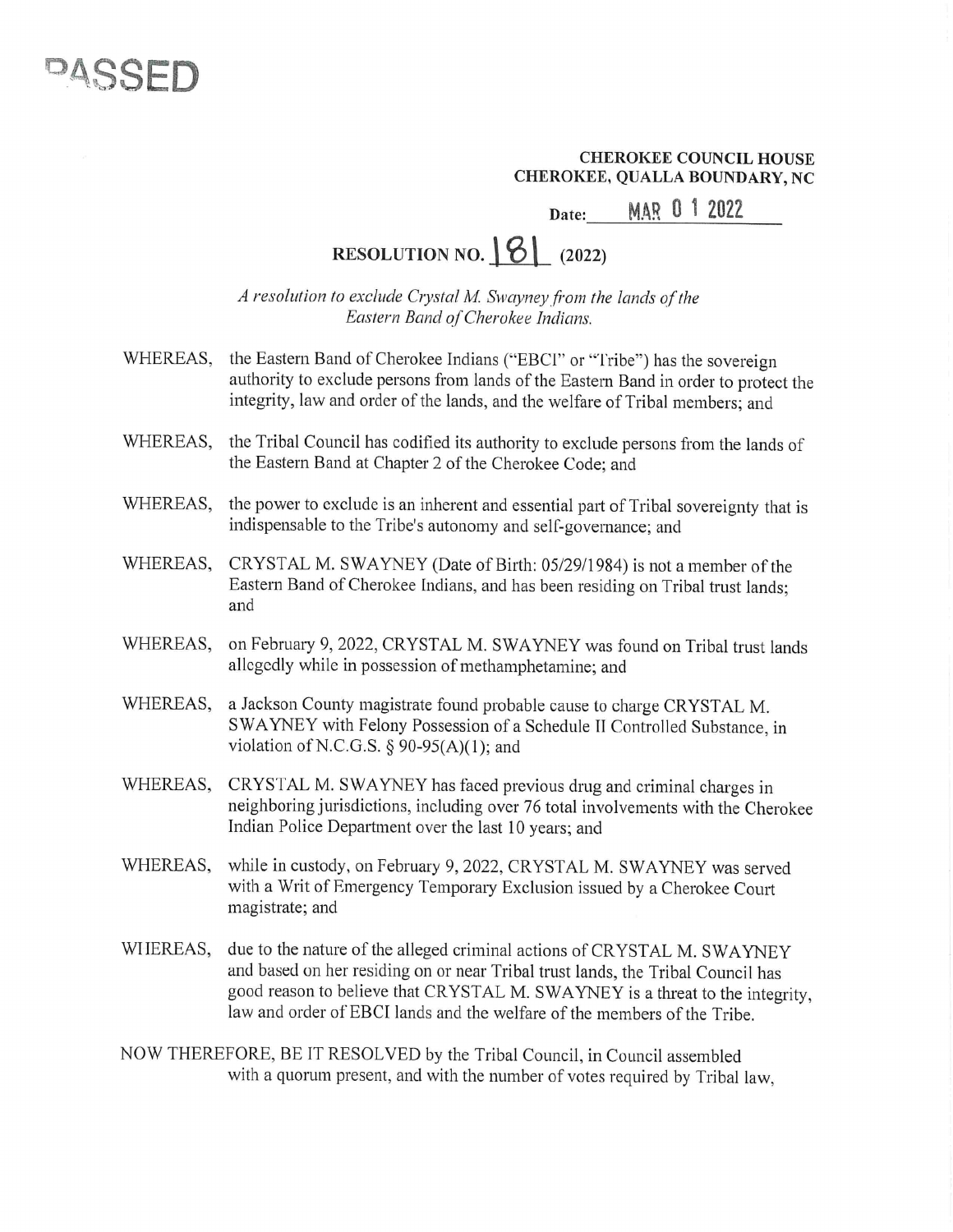PASSED

**CHEROKEE COUNCIL HOUSE**
**CHEROKEE, QUALLA BOUNDARY, NC**

Date: MAR 0 1 2022

# RESOLUTION NO. 181 (2022)

*A resolution to exclude Crystal M. Swayney from the lands of the Eastern Band of Cherokee Indians.*

WHEREAS, the Eastern Band of Cherokee Indians ("EBCI" or "Tribe") has the sovereign authority to exclude persons from lands of the Eastern Band in order to protect the integrity, law and order of the lands, and the welfare of Tribal members; and

WHEREAS, the Tribal Council has codified its authority to exclude persons from the lands of the Eastern Band at Chapter 2 of the Cherokee Code; and

WHEREAS, the power to exclude is an inherent and essential part of Tribal sovereignty that is indispensable to the Tribe's autonomy and self-governance; and

WHEREAS, CRYSTAL M. SWAYNEY (Date of Birth: 05/29/1984) is not a member of the Eastern Band of Cherokee Indians, and has been residing on Tribal trust lands; and

WHEREAS, on February 9, 2022, CRYSTAL M. SWAYNEY was found on Tribal trust lands allegedly while in possession of methamphetamine; and

WHEREAS, a Jackson County magistrate found probable cause to charge CRYSTAL M. SWAYNEY with Felony Possession of a Schedule II Controlled Substance, in violation of N.C.G.S. § 90-95(A)(1); and

WHEREAS, CRYSTAL M. SWAYNEY has faced previous drug and criminal charges in neighboring jurisdictions, including over 76 total involvements with the Cherokee Indian Police Department over the last 10 years; and

WHEREAS, while in custody, on February 9, 2022, CRYSTAL M. SWAYNEY was served with a Writ of Emergency Temporary Exclusion issued by a Cherokee Court magistrate; and

WHEREAS, due to the nature of the alleged criminal actions of CRYSTAL M. SWAYNEY and based on her residing on or near Tribal trust lands, the Tribal Council has good reason to believe that CRYSTAL M. SWAYNEY is a threat to the integrity, law and order of EBCI lands and the welfare of the members of the Tribe.

NOW THEREFORE, BE IT RESOLVED by the Tribal Council, in Council assembled with a quorum present, and with the number of votes required by Tribal law,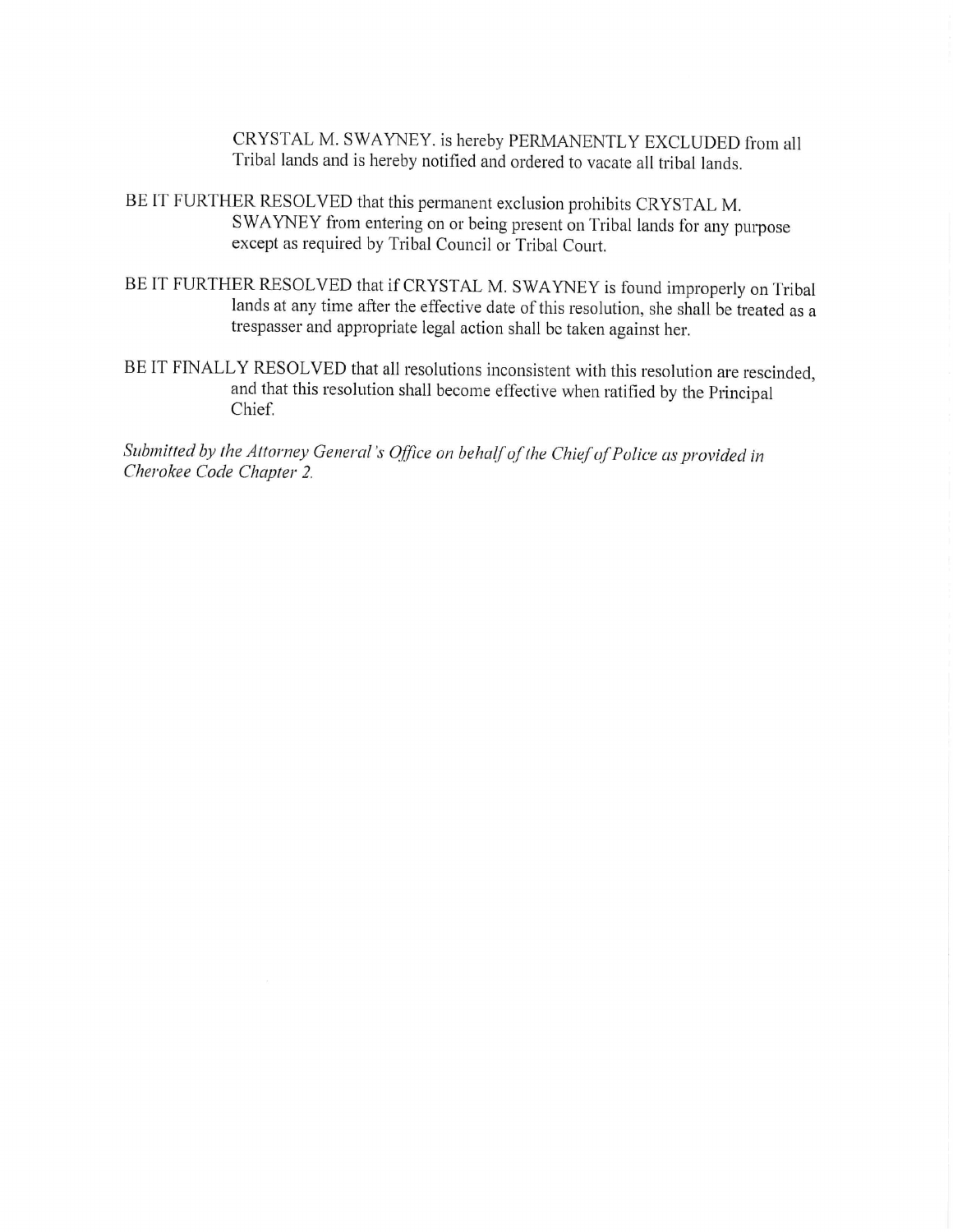CRYSTAL M. SWAYNEY. is hereby PERMANENTLY EXCLUDED from all Tribal lands and is hereby notified and ordered to vacate all tribal lands.

BE IT FURTHER RESOLVED that this permanent exclusion prohibits CRYSTAL M. SWAYNEY from entering on or being present on Tribal lands for any purpose except as required by Tribal Council or Tribal Court.

BE IT FURTHER RESOLVED that if CRYSTAL M. SWAYNEY is found improperly on Tribal lands at any time after the effective date of this resolution, she shall be treated as a trespasser and appropriate legal action shall be taken against her.

BE IT FINALLY RESOLVED that all resolutions inconsistent with this resolution are rescinded, and that this resolution shall become effective when ratified by the Principal Chief.

*Submitted by the Attorney General's Office on behalf of the Chief of Police as provided in Cherokee Code Chapter 2.*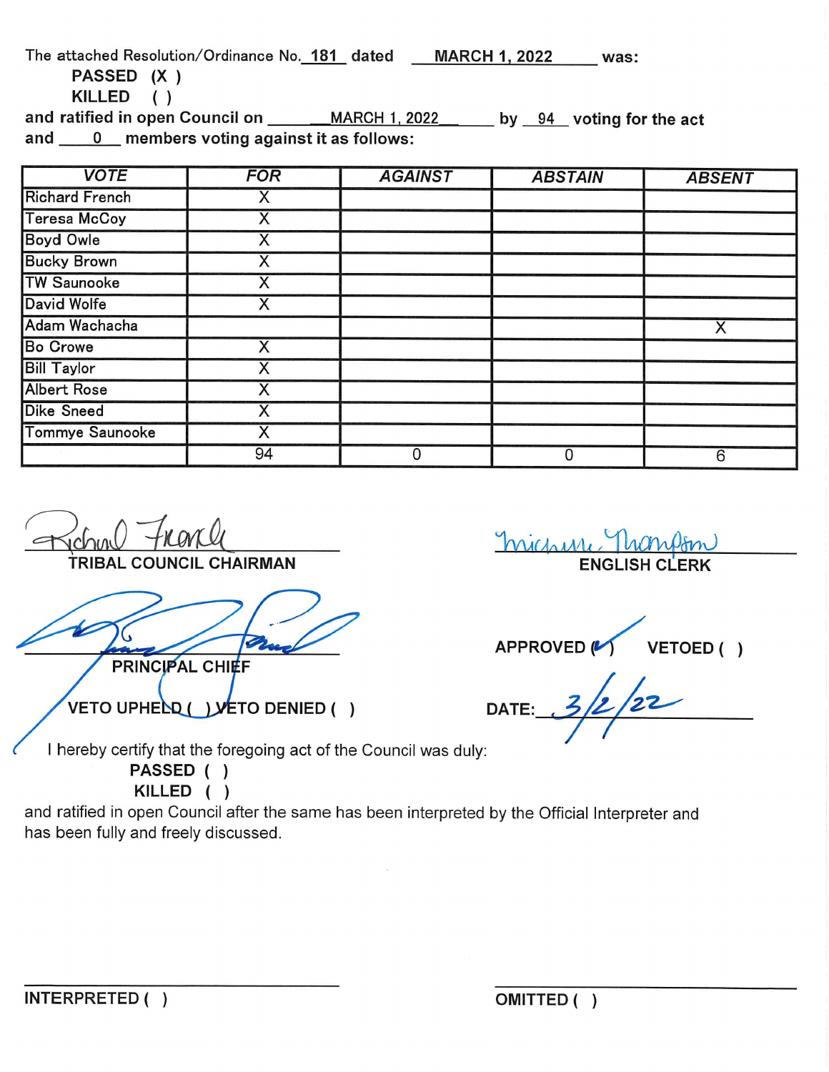The attached Resolution/Ordinance No. 181 dated MARCH 1, 2022 was:

**PASSED (X )**

**KILLED ( )**

**and ratified in open Council on** MARCH 1, 2022 **by** 94 **voting for the act and** 0 **members voting against it as follows:**

| VOTE | FOR | AGAINST | ABSTAIN | ABSENT |
|---|---|---|---|---|
| Richard French | X | | | |
| Teresa McCoy | X | | | |
| Boyd Owle | X | | | |
| Bucky Brown | X | | | |
| TW Saunooke | X | | | |
| David Wolfe | X | | | |
| Adam Wachacha | | | | X |
| Bo Crowe | X | | | |
| Bill Taylor | X | | | |
| Albert Rose | X | | | |
| Dike Sneed | X | | | |
| Tommye Saunooke | X | | | |
| | 94 | 0 | 0 | 6 |

Richard French
**TRIBAL COUNCIL CHAIRMAN**

Michelle Thompson
**ENGLISH CLERK**

**PRINCIPAL CHIEF**

**APPROVED (✓) VETOED ( )**

**DATE:** 3/2/22

**VETO UPHELD ( ) VETO DENIED ( )**

I hereby certify that the foregoing act of the Council was duly:

**PASSED ( )**

**KILLED ( )**

and ratified in open Council after the same has been interpreted by the Official Interpreter and has been fully and freely discussed.

**INTERPRETED ( )**

**OMITTED ( )**